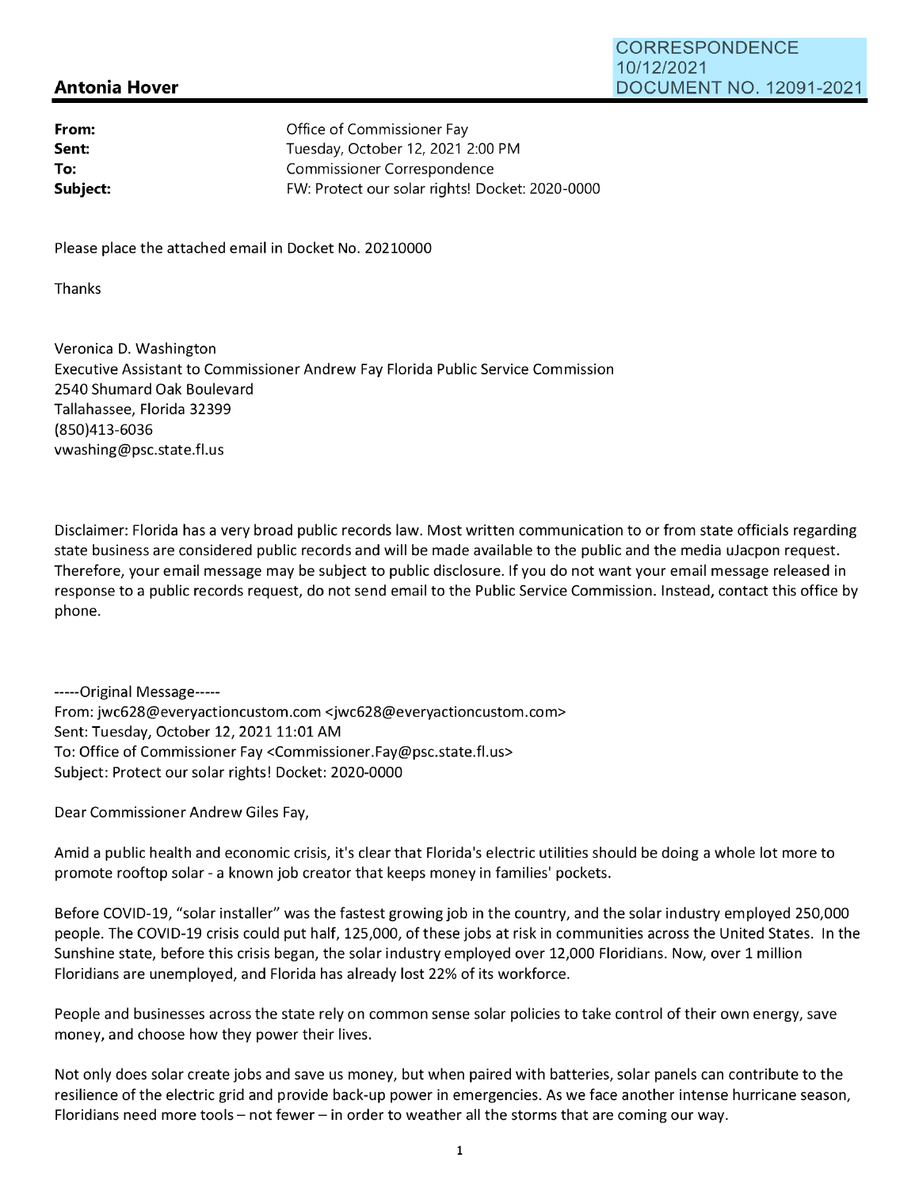CORRESPONDENCE
10/12/2021
DOCUMENT NO. 12091-2021

**Antonia Hover**

| | |
|---|---|
| **From:** | Office of Commissioner Fay |
| **Sent:** | Tuesday, October 12, 2021 2:00 PM |
| **To:** | Commissioner Correspondence |
| **Subject:** | FW: Protect our solar rights! Docket: 2020-0000 |

Please place the attached email in Docket No. 20210000

Thanks

Veronica D. Washington
Executive Assistant to Commissioner Andrew Fay Florida Public Service Commission
2540 Shumard Oak Boulevard
Tallahassee, Florida 32399
(850)413-6036
vwashing@psc.state.fl.us

Disclaimer: Florida has a very broad public records law. Most written communication to or from state officials regarding state business are considered public records and will be made available to the public and the media uJacpon request. Therefore, your email message may be subject to public disclosure. If you do not want your email message released in response to a public records request, do not send email to the Public Service Commission. Instead, contact this office by phone.

-----Original Message-----
From: jwc628@everyactioncustom.com <jwc628@everyactioncustom.com>
Sent: Tuesday, October 12, 2021 11:01 AM
To: Office of Commissioner Fay <Commissioner.Fay@psc.state.fl.us>
Subject: Protect our solar rights! Docket: 2020-0000

Dear Commissioner Andrew Giles Fay,

Amid a public health and economic crisis, it's clear that Florida's electric utilities should be doing a whole lot more to promote rooftop solar - a known job creator that keeps money in families' pockets.

Before COVID-19, "solar installer" was the fastest growing job in the country, and the solar industry employed 250,000 people. The COVID-19 crisis could put half, 125,000, of these jobs at risk in communities across the United States. In the Sunshine state, before this crisis began, the solar industry employed over 12,000 Floridians. Now, over 1 million Floridians are unemployed, and Florida has already lost 22% of its workforce.

People and businesses across the state rely on common sense solar policies to take control of their own energy, save money, and choose how they power their lives.

Not only does solar create jobs and save us money, but when paired with batteries, solar panels can contribute to the resilience of the electric grid and provide back-up power in emergencies. As we face another intense hurricane season, Floridians need more tools – not fewer – in order to weather all the storms that are coming our way.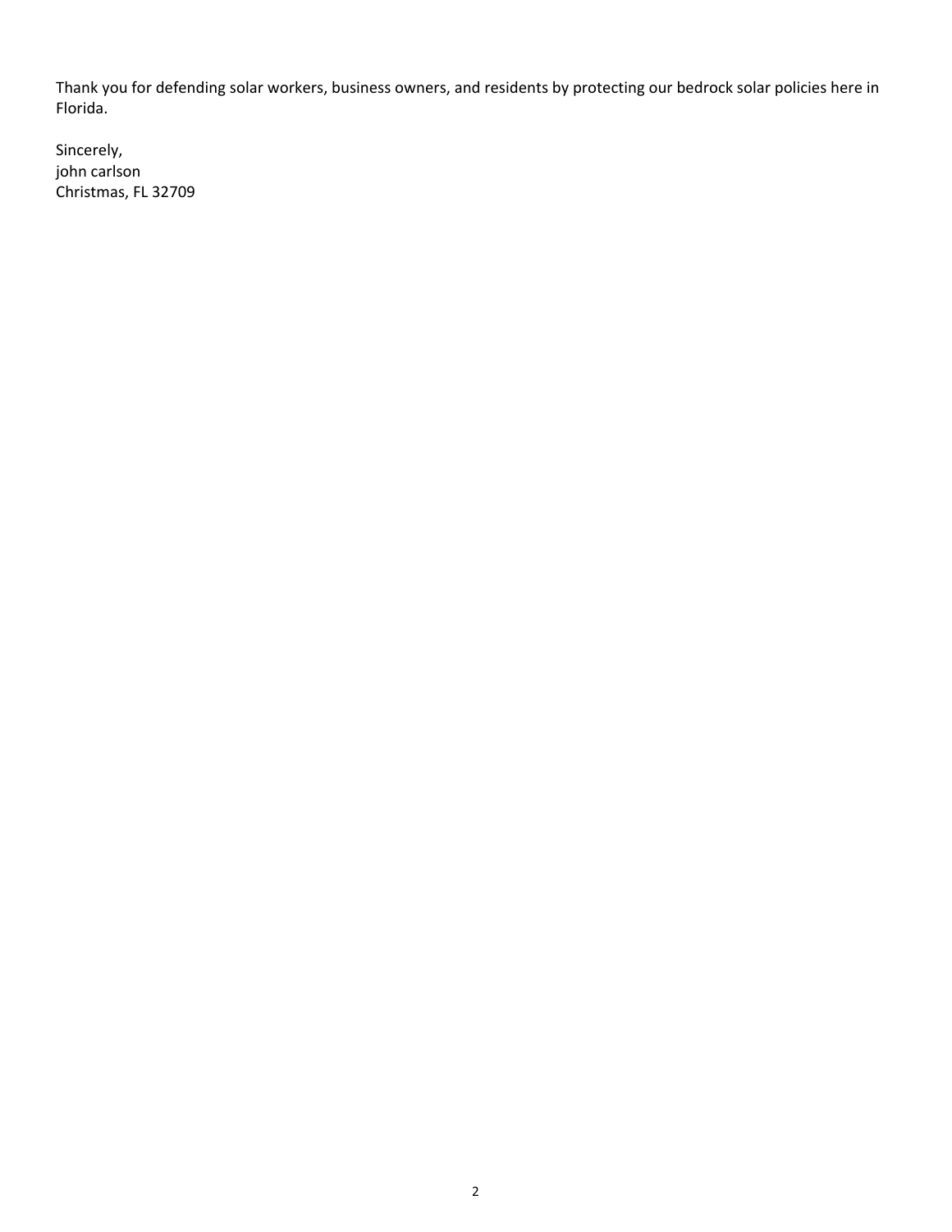Thank you for defending solar workers, business owners, and residents by protecting our bedrock solar policies here in Florida.

Sincerely,
john carlson
Christmas, FL 32709